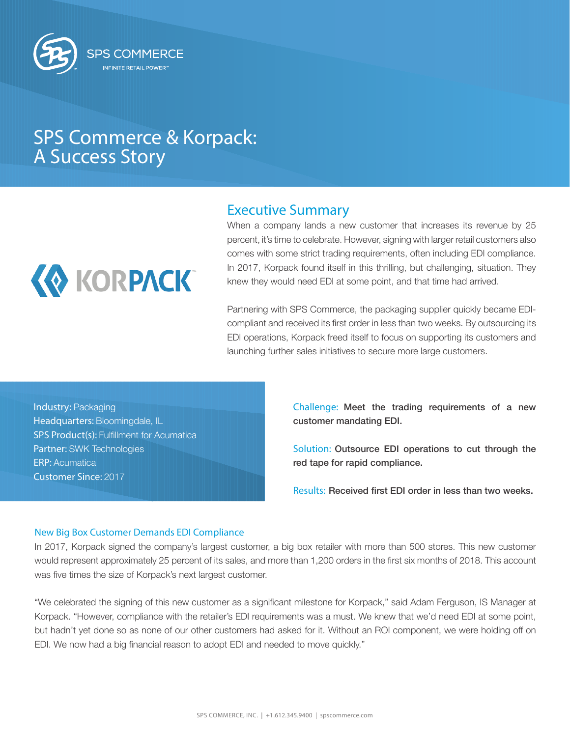SPS COMMERCE

INFINITE RETAIL POWER™

# SPS Commerce & Korpack: A Success Story

KORPACK™

## Executive Summary

When a company lands a new customer that increases its revenue by 25 percent, it's time to celebrate. However, signing with larger retail customers also comes with some strict trading requirements, often including EDI compliance. In 2017, Korpack found itself in this thrilling, but challenging, situation. They knew they would need EDI at some point, and that time had arrived.

Partnering with SPS Commerce, the packaging supplier quickly became EDI-compliant and received its first order in less than two weeks. By outsourcing its EDI operations, Korpack freed itself to focus on supporting its customers and launching further sales initiatives to secure more large customers.

**Industry:** Packaging
**Headquarters:** Bloomingdale, IL
**SPS Product(s):** Fulfillment for Acumatica
**Partner:** SWK Technologies
**ERP:** Acumatica
**Customer Since:** 2017

Challenge: **Meet the trading requirements of a new customer mandating EDI.**

Solution: **Outsource EDI operations to cut through the red tape for rapid compliance.**

Results: **Received first EDI order in less than two weeks.**

### New Big Box Customer Demands EDI Compliance

In 2017, Korpack signed the company's largest customer, a big box retailer with more than 500 stores. This new customer would represent approximately 25 percent of its sales, and more than 1,200 orders in the first six months of 2018. This account was five times the size of Korpack's next largest customer.

"We celebrated the signing of this new customer as a significant milestone for Korpack," said Adam Ferguson, IS Manager at Korpack. "However, compliance with the retailer's EDI requirements was a must. We knew that we'd need EDI at some point, but hadn't yet done so as none of our other customers had asked for it. Without an ROI component, we were holding off on EDI. We now had a big financial reason to adopt EDI and needed to move quickly."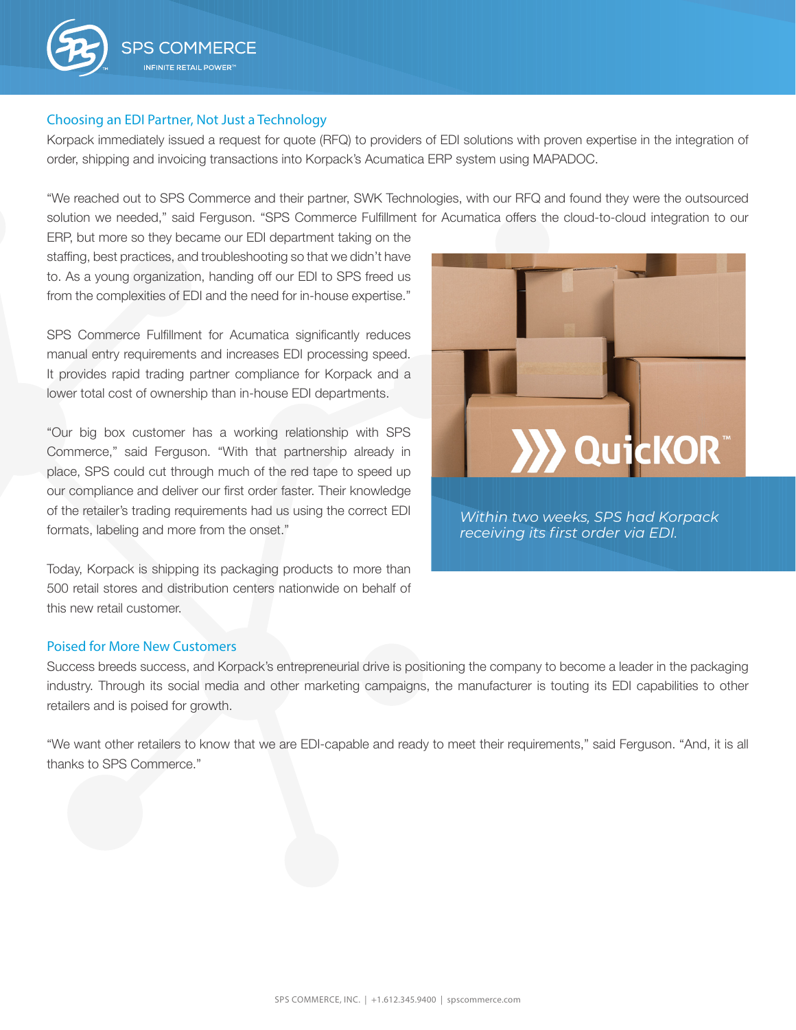## Choosing an EDI Partner, Not Just a Technology

Korpack immediately issued a request for quote (RFQ) to providers of EDI solutions with proven expertise in the integration of order, shipping and invoicing transactions into Korpack's Acumatica ERP system using MAPADOC.

"We reached out to SPS Commerce and their partner, SWK Technologies, with our RFQ and found they were the outsourced solution we needed," said Ferguson. "SPS Commerce Fulfillment for Acumatica offers the cloud-to-cloud integration to our ERP, but more so they became our EDI department taking on the staffing, best practices, and troubleshooting so that we didn't have to. As a young organization, handing off our EDI to SPS freed us from the complexities of EDI and the need for in-house expertise."

SPS Commerce Fulfillment for Acumatica significantly reduces manual entry requirements and increases EDI processing speed. It provides rapid trading partner compliance for Korpack and a lower total cost of ownership than in-house EDI departments.

"Our big box customer has a working relationship with SPS Commerce," said Ferguson. "With that partnership already in place, SPS could cut through much of the red tape to speed up our compliance and deliver our first order faster. Their knowledge of the retailer's trading requirements had us using the correct EDI formats, labeling and more from the onset."

Today, Korpack is shipping its packaging products to more than 500 retail stores and distribution centers nationwide on behalf of this new retail customer.

*Within two weeks, SPS had Korpack receiving its first order via EDI.*

## Poised for More New Customers

Success breeds success, and Korpack's entrepreneurial drive is positioning the company to become a leader in the packaging industry. Through its social media and other marketing campaigns, the manufacturer is touting its EDI capabilities to other retailers and is poised for growth.

"We want other retailers to know that we are EDI-capable and ready to meet their requirements," said Ferguson. "And, it is all thanks to SPS Commerce."